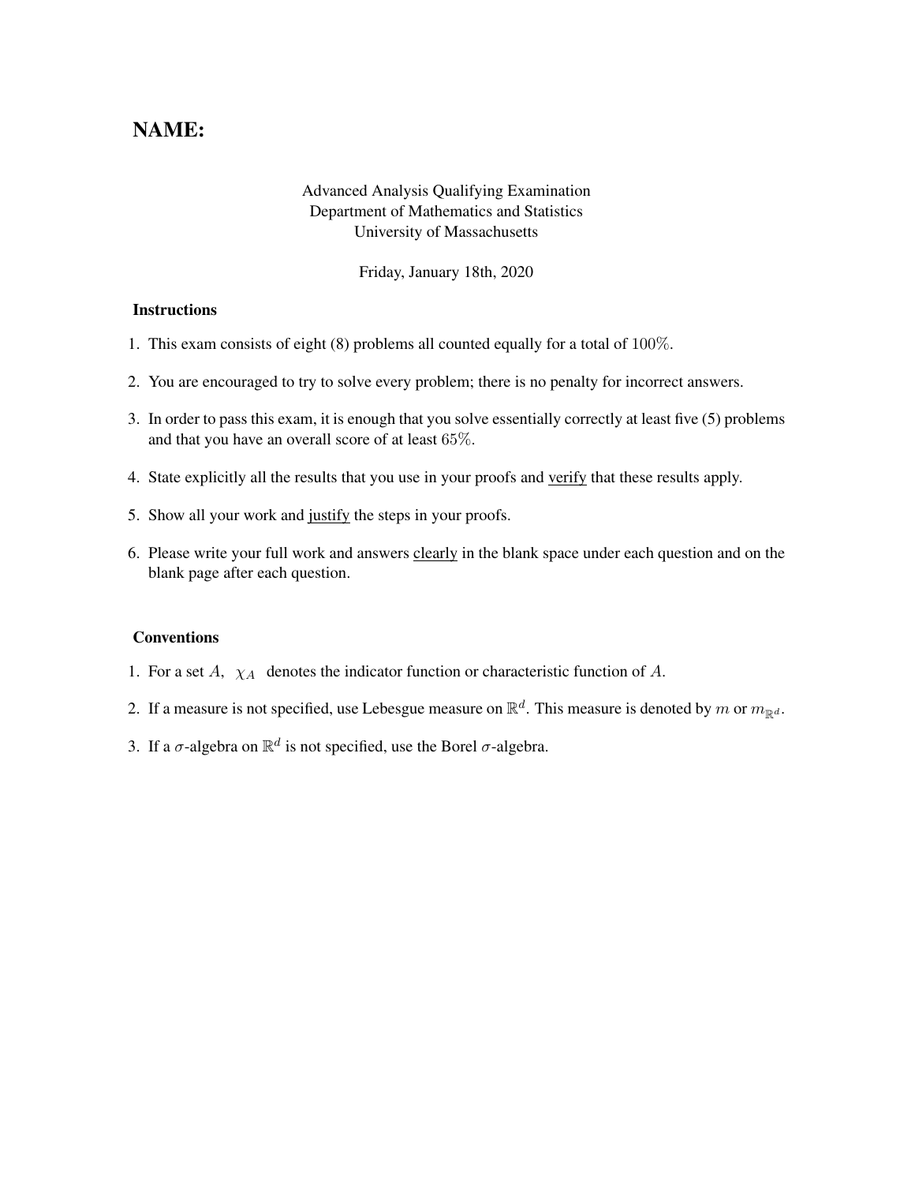# NAME:

Advanced Analysis Qualifying Examination
Department of Mathematics and Statistics
University of Massachusetts

Friday, January 18th, 2020

### Instructions

1. This exam consists of eight (8) problems all counted equally for a total of $100\%$.
2. You are encouraged to try to solve every problem; there is no penalty for incorrect answers.
3. In order to pass this exam, it is enough that you solve essentially correctly at least five (5) problems and that you have an overall score of at least $65\%$.
4. State explicitly all the results that you use in your proofs and verify that these results apply.
5. Show all your work and justify the steps in your proofs.
6. Please write your full work and answers clearly in the blank space under each question and on the blank page after each question.

### Conventions

1. For a set $A$, $\chi_A$ denotes the indicator function or characteristic function of $A$.
2. If a measure is not specified, use Lebesgue measure on $\mathbb{R}^d$. This measure is denoted by $m$ or $m_{\mathbb{R}^d}$.
3. If a $\sigma$-algebra on $\mathbb{R}^d$ is not specified, use the Borel $\sigma$-algebra.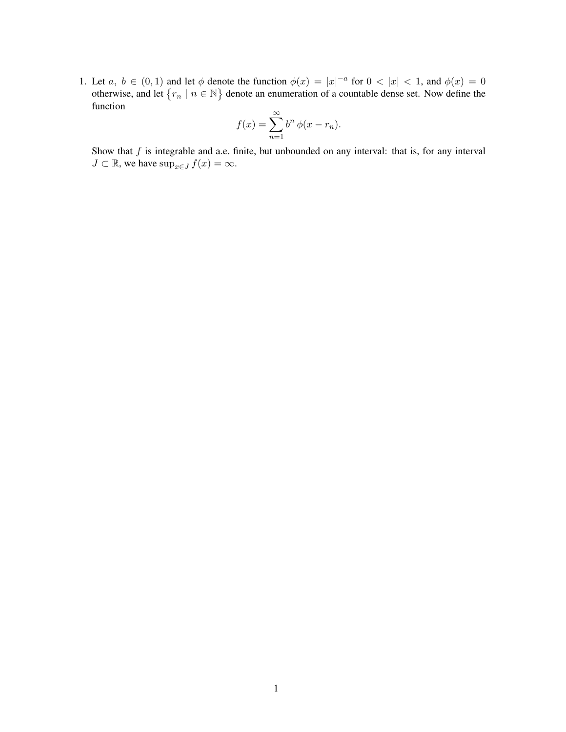1. Let $a,\ b \in (0,1)$ and let $\phi$ denote the function $\phi(x) = |x|^{-a}$ for $0 < |x| < 1$, and $\phi(x) = 0$ otherwise, and let $\{r_n \mid n \in \mathbb{N}\}$ denote an enumeration of a countable dense set. Now define the function

$$f(x) = \sum_{n=1}^{\infty} b^n \, \phi(x - r_n).$$

Show that $f$ is integrable and a.e. finite, but unbounded on any interval: that is, for any interval $J \subset \mathbb{R}$, we have $\sup_{x \in J} f(x) = \infty$.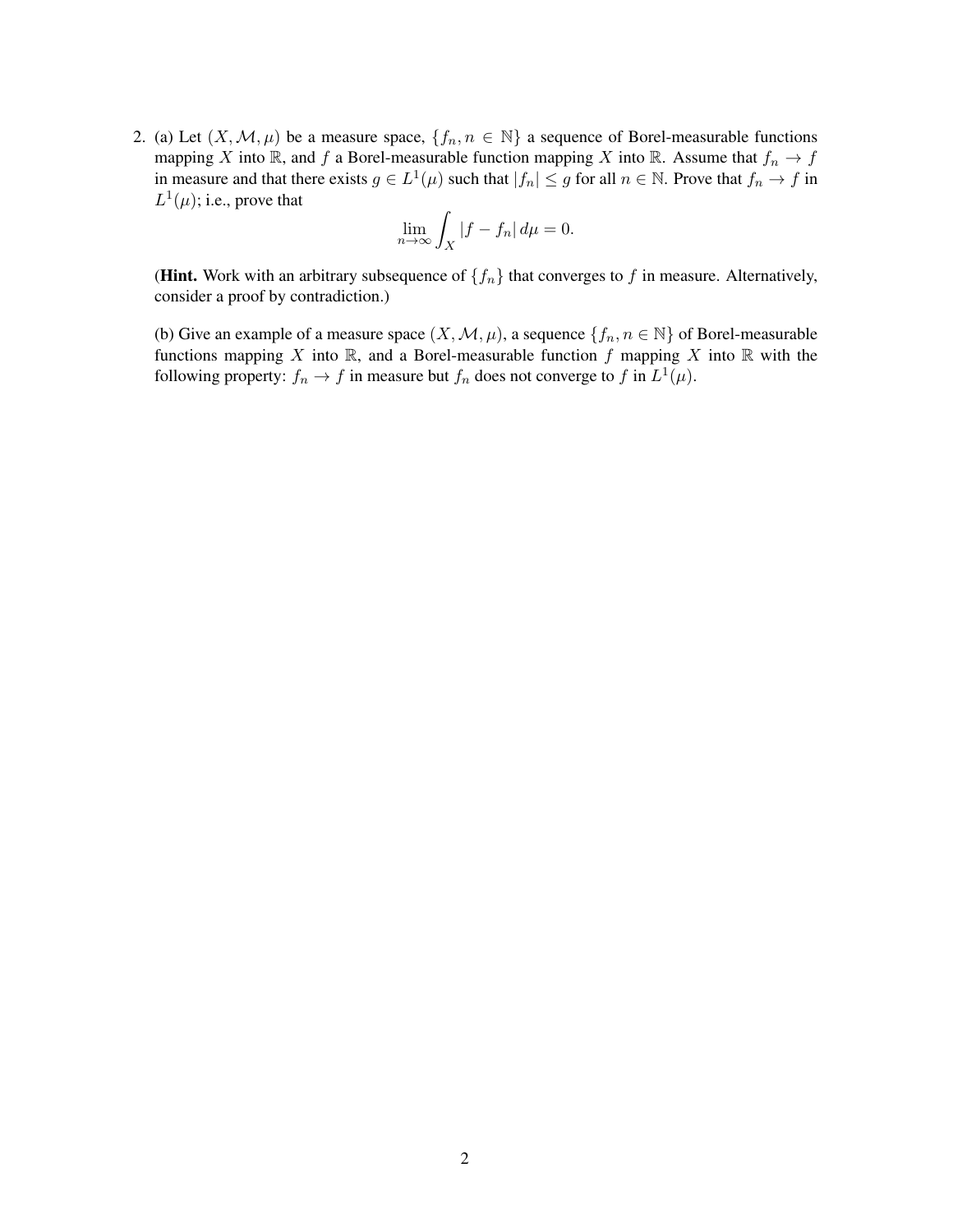2. (a) Let $(X, \mathcal{M}, \mu)$ be a measure space, $\{f_n, n \in \mathbb{N}\}$ a sequence of Borel-measurable functions mapping $X$ into $\mathbb{R}$, and $f$ a Borel-measurable function mapping $X$ into $\mathbb{R}$. Assume that $f_n \to f$ in measure and that there exists $g \in L^1(\mu)$ such that $|f_n| \leq g$ for all $n \in \mathbb{N}$. Prove that $f_n \to f$ in $L^1(\mu)$; i.e., prove that

$$\lim_{n \to \infty} \int_X |f - f_n| \, d\mu = 0.$$

(**Hint.** Work with an arbitrary subsequence of $\{f_n\}$ that converges to $f$ in measure. Alternatively, consider a proof by contradiction.)

(b) Give an example of a measure space $(X, \mathcal{M}, \mu)$, a sequence $\{f_n, n \in \mathbb{N}\}$ of Borel-measurable functions mapping $X$ into $\mathbb{R}$, and a Borel-measurable function $f$ mapping $X$ into $\mathbb{R}$ with the following property: $f_n \to f$ in measure but $f_n$ does not converge to $f$ in $L^1(\mu)$.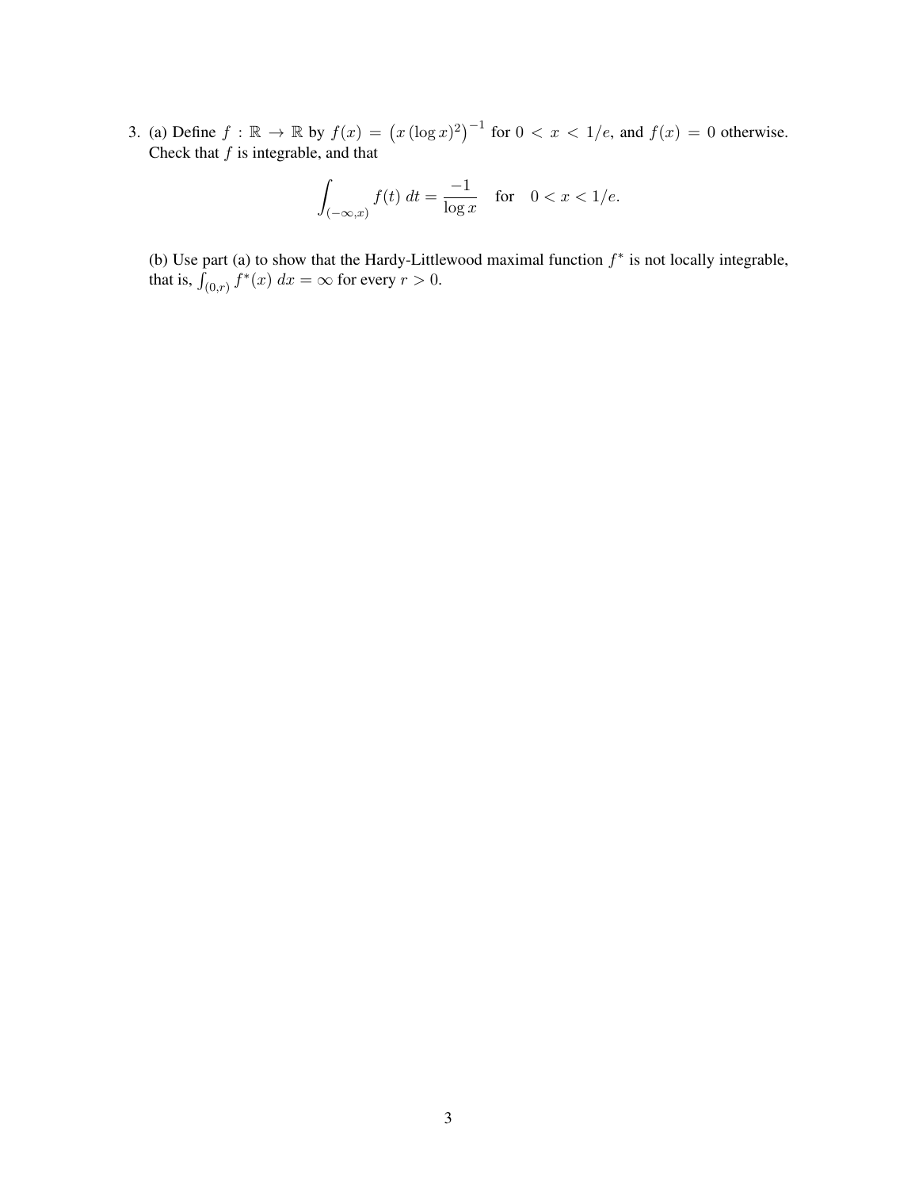3. (a) Define $f : \mathbb{R} \to \mathbb{R}$ by $f(x) = \left(x\,(\log x)^2\right)^{-1}$ for $0 < x < 1/e$, and $f(x) = 0$ otherwise. Check that $f$ is integrable, and that

$$\int_{(-\infty,x)} f(t)\,dt = \frac{-1}{\log x} \quad \text{for} \quad 0 < x < 1/e.$$

(b) Use part (a) to show that the Hardy-Littlewood maximal function $f^*$ is not locally integrable, that is, $\int_{(0,r)} f^*(x)\,dx = \infty$ for every $r > 0$.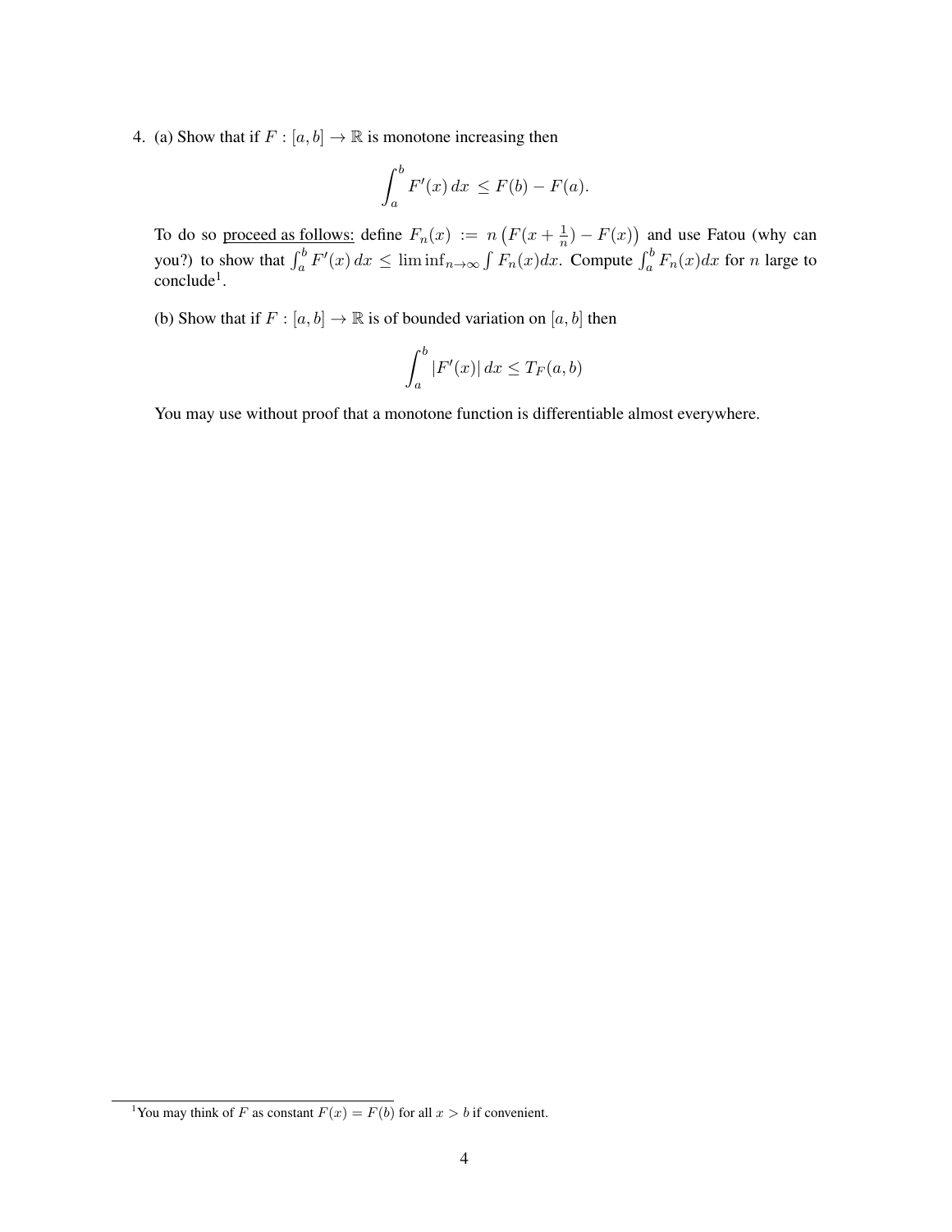4. (a) Show that if $F : [a, b] \to \mathbb{R}$ is monotone increasing then

$$\int_a^b F'(x)\, dx \le F(b) - F(a).$$

To do so proceed as follows: define $F_n(x) := n\left(F(x + \frac{1}{n}) - F(x)\right)$ and use Fatou (why can you?) to show that $\int_a^b F'(x)\, dx \le \liminf_{n\to\infty} \int F_n(x) dx$. Compute $\int_a^b F_n(x) dx$ for $n$ large to conclude[1].

(b) Show that if $F : [a, b] \to \mathbb{R}$ is of bounded variation on $[a, b]$ then

$$\int_a^b |F'(x)|\, dx \le T_F(a, b)$$

You may use without proof that a monotone function is differentiable almost everywhere.

[1] You may think of $F$ as constant $F(x) = F(b)$ for all $x > b$ if convenient.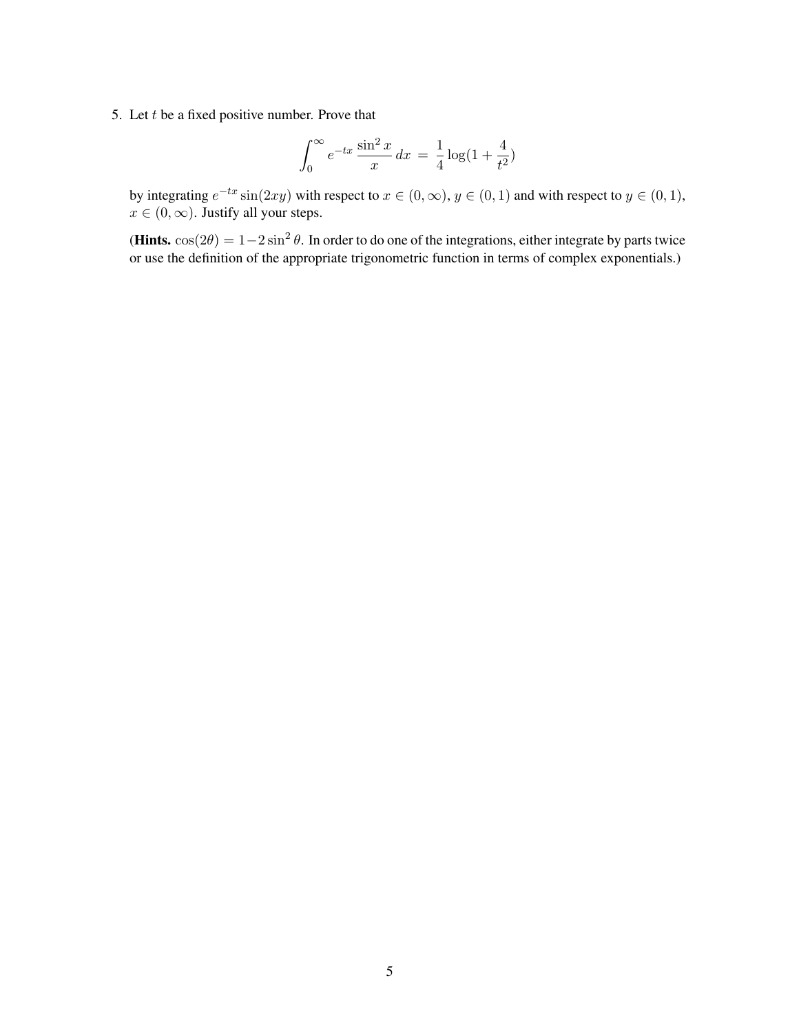5. Let $t$ be a fixed positive number. Prove that

$$\int_0^\infty e^{-tx} \frac{\sin^2 x}{x} \, dx \; = \; \frac{1}{4} \log(1 + \frac{4}{t^2})$$

by integrating $e^{-tx} \sin(2xy)$ with respect to $x \in (0, \infty)$, $y \in (0, 1)$ and with respect to $y \in (0, 1)$, $x \in (0, \infty)$. Justify all your steps.

(**Hints.** $\cos(2\theta) = 1 - 2\sin^2\theta$. In order to do one of the integrations, either integrate by parts twice or use the definition of the appropriate trigonometric function in terms of complex exponentials.)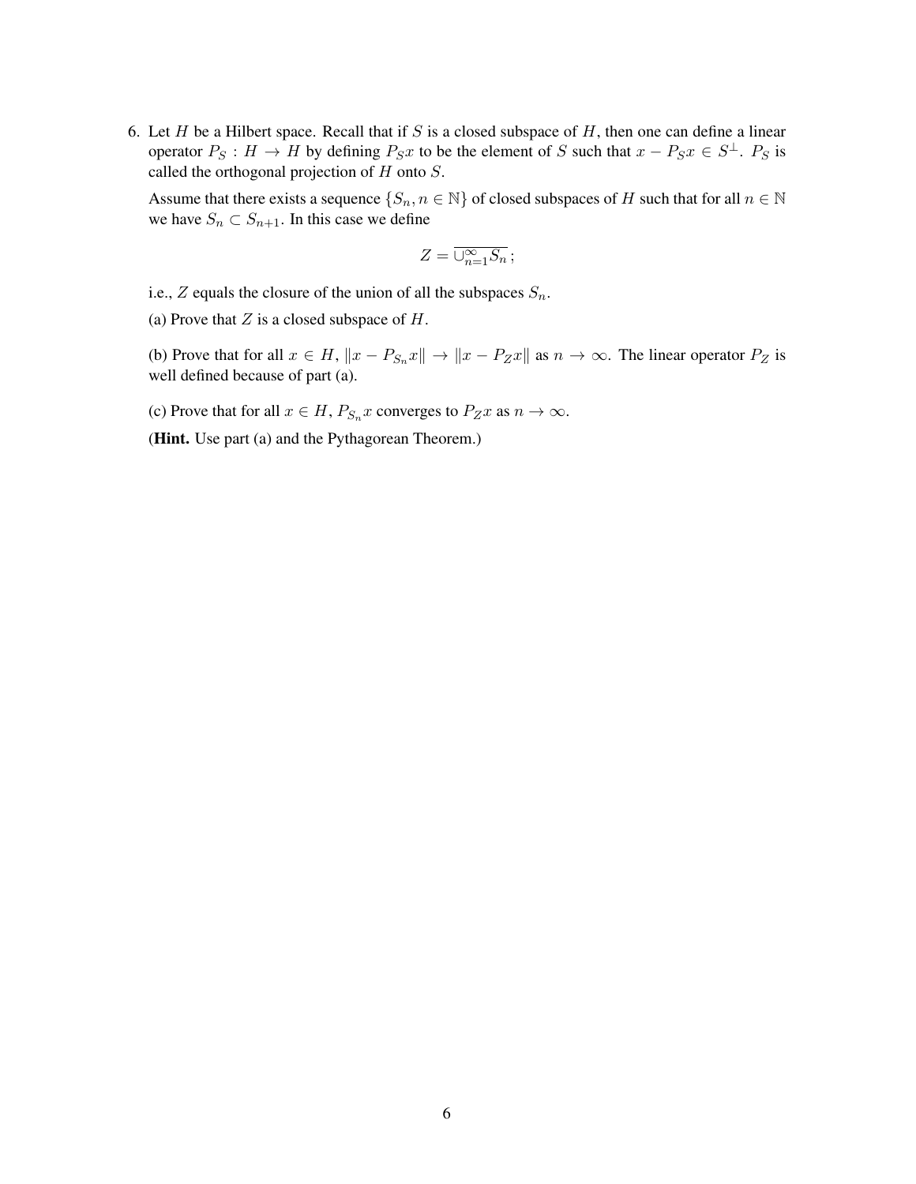6. Let $H$ be a Hilbert space. Recall that if $S$ is a closed subspace of $H$, then one can define a linear operator $P_S : H \to H$ by defining $P_S x$ to be the element of $S$ such that $x - P_S x \in S^\perp$. $P_S$ is called the orthogonal projection of $H$ onto $S$.

   Assume that there exists a sequence $\{S_n, n \in \mathbb{N}\}$ of closed subspaces of $H$ such that for all $n \in \mathbb{N}$ we have $S_n \subset S_{n+1}$. In this case we define

   $$Z = \overline{\cup_{n=1}^{\infty} S_n}\,;$$

   i.e., $Z$ equals the closure of the union of all the subspaces $S_n$.

   (a) Prove that $Z$ is a closed subspace of $H$.

   (b) Prove that for all $x \in H$, $\|x - P_{S_n} x\| \to \|x - P_Z x\|$ as $n \to \infty$. The linear operator $P_Z$ is well defined because of part (a).

   (c) Prove that for all $x \in H$, $P_{S_n} x$ converges to $P_Z x$ as $n \to \infty$.

   (**Hint.** Use part (a) and the Pythagorean Theorem.)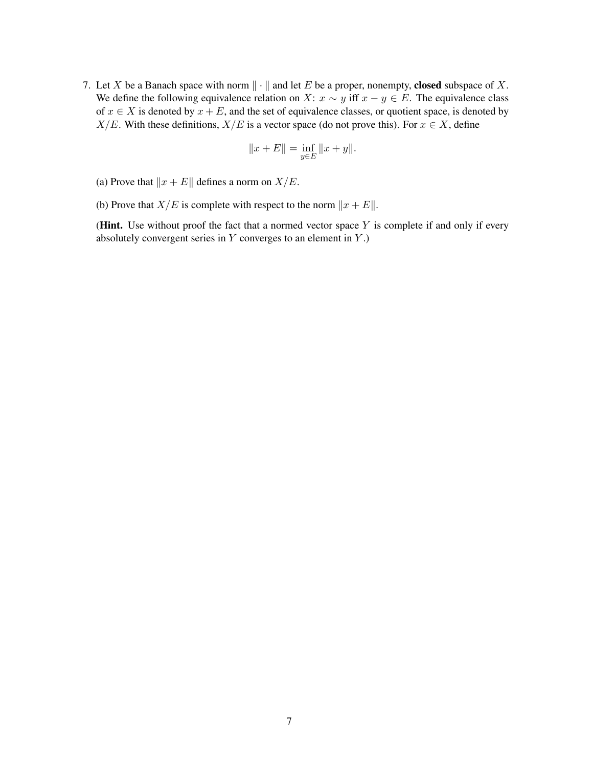7. Let $X$ be a Banach space with norm $\|\cdot\|$ and let $E$ be a proper, nonempty, **closed** subspace of $X$. We define the following equivalence relation on $X$: $x \sim y$ iff $x - y \in E$. The equivalence class of $x \in X$ is denoted by $x + E$, and the set of equivalence classes, or quotient space, is denoted by $X/E$. With these definitions, $X/E$ is a vector space (do not prove this). For $x \in X$, define

$$\|x + E\| = \inf_{y \in E} \|x + y\|.$$

(a) Prove that $\|x + E\|$ defines a norm on $X/E$.

(b) Prove that $X/E$ is complete with respect to the norm $\|x + E\|$.

(**Hint.** Use without proof the fact that a normed vector space $Y$ is complete if and only if every absolutely convergent series in $Y$ converges to an element in $Y$.)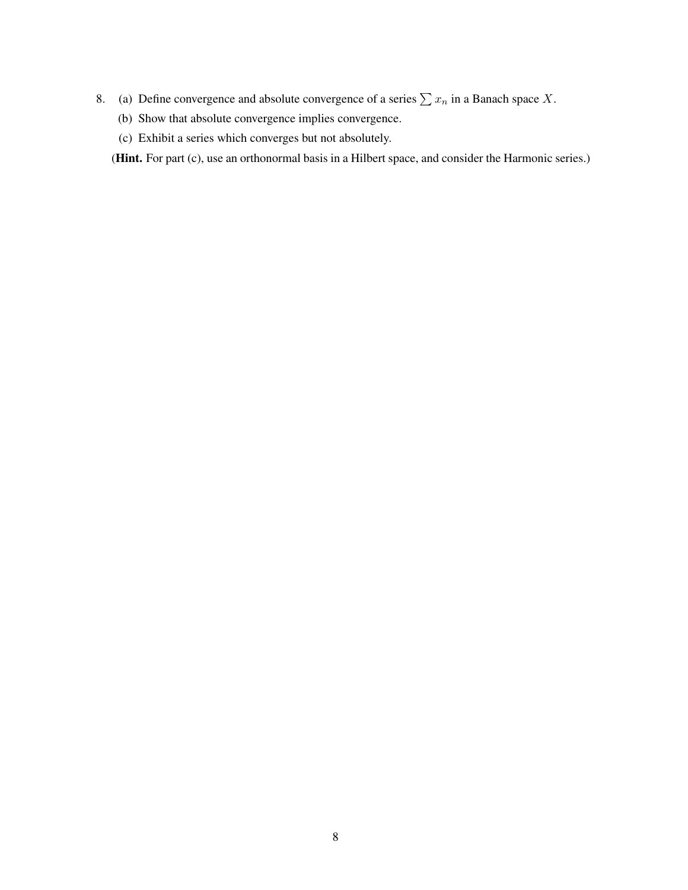8. (a) Define convergence and absolute convergence of a series $\sum x_n$ in a Banach space $X$.

   (b) Show that absolute convergence implies convergence.

   (c) Exhibit a series which converges but not absolutely.

(**Hint.** For part (c), use an orthonormal basis in a Hilbert space, and consider the Harmonic series.)